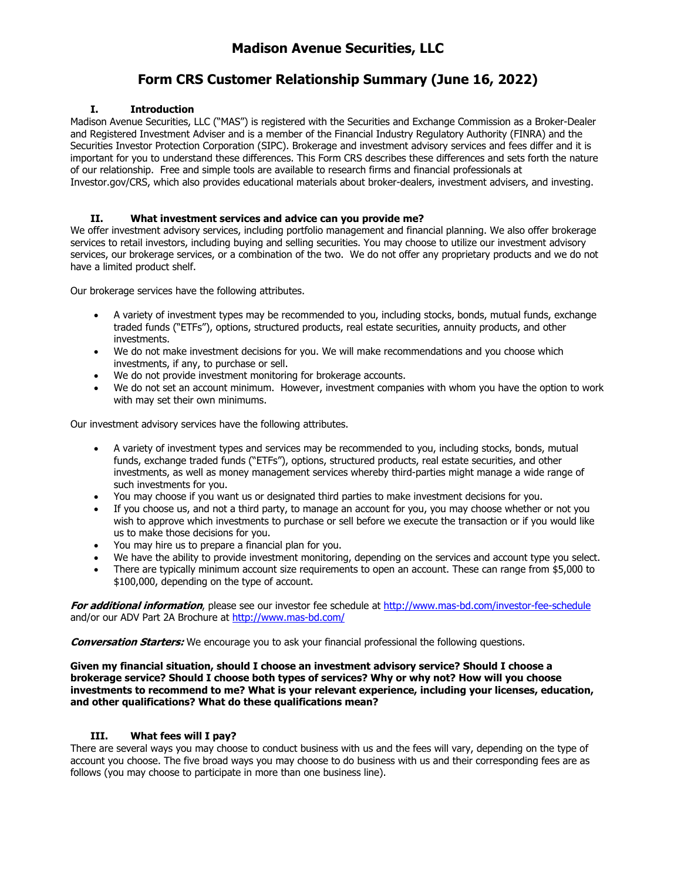# Madison Avenue Securities, LLC

## Form CRS Customer Relationship Summary (June 16, 2022)

### I. Introduction

Madison Avenue Securities, LLC ("MAS") is registered with the Securities and Exchange Commission as a Broker-Dealer and Registered Investment Adviser and is a member of the Financial Industry Regulatory Authority (FINRA) and the Securities Investor Protection Corporation (SIPC). Brokerage and investment advisory services and fees differ and it is important for you to understand these differences. This Form CRS describes these differences and sets forth the nature of our relationship. Free and simple tools are available to research firms and financial professionals at Investor.gov/CRS, which also provides educational materials about broker-dealers, investment advisers, and investing.

### II. What investment services and advice can you provide me?

We offer investment advisory services, including portfolio management and financial planning. We also offer brokerage services to retail investors, including buying and selling securities. You may choose to utilize our investment advisory services, our brokerage services, or a combination of the two. We do not offer any proprietary products and we do not have a limited product shelf.

Our brokerage services have the following attributes.

- A variety of investment types may be recommended to you, including stocks, bonds, mutual funds, exchange traded funds ("ETFs"), options, structured products, real estate securities, annuity products, and other investments.
- We do not make investment decisions for you. We will make recommendations and you choose which investments, if any, to purchase or sell.
- We do not provide investment monitoring for brokerage accounts.
- We do not set an account minimum. However, investment companies with whom you have the option to work with may set their own minimums.

Our investment advisory services have the following attributes.

- A variety of investment types and services may be recommended to you, including stocks, bonds, mutual funds, exchange traded funds ("ETFs"), options, structured products, real estate securities, and other investments, as well as money management services whereby third-parties might manage a wide range of such investments for you.
- You may choose if you want us or designated third parties to make investment decisions for you.
- If you choose us, and not a third party, to manage an account for you, you may choose whether or not you wish to approve which investments to purchase or sell before we execute the transaction or if you would like us to make those decisions for you.
- You may hire us to prepare a financial plan for you.
- We have the ability to provide investment monitoring, depending on the services and account type you select.
- There are typically minimum account size requirements to open an account. These can range from $5,000 to $100,000, depending on the type of account.

***For additional information***, please see our investor fee schedule at http://www.mas-bd.com/investor-fee-schedule and/or our ADV Part 2A Brochure at http://www.mas-bd.com/

***Conversation Starters:*** We encourage you to ask your financial professional the following questions.

**Given my financial situation, should I choose an investment advisory service? Should I choose a brokerage service? Should I choose both types of services? Why or why not? How will you choose investments to recommend to me? What is your relevant experience, including your licenses, education, and other qualifications? What do these qualifications mean?**

### III. What fees will I pay?

There are several ways you may choose to conduct business with us and the fees will vary, depending on the type of account you choose. The five broad ways you may choose to do business with us and their corresponding fees are as follows (you may choose to participate in more than one business line).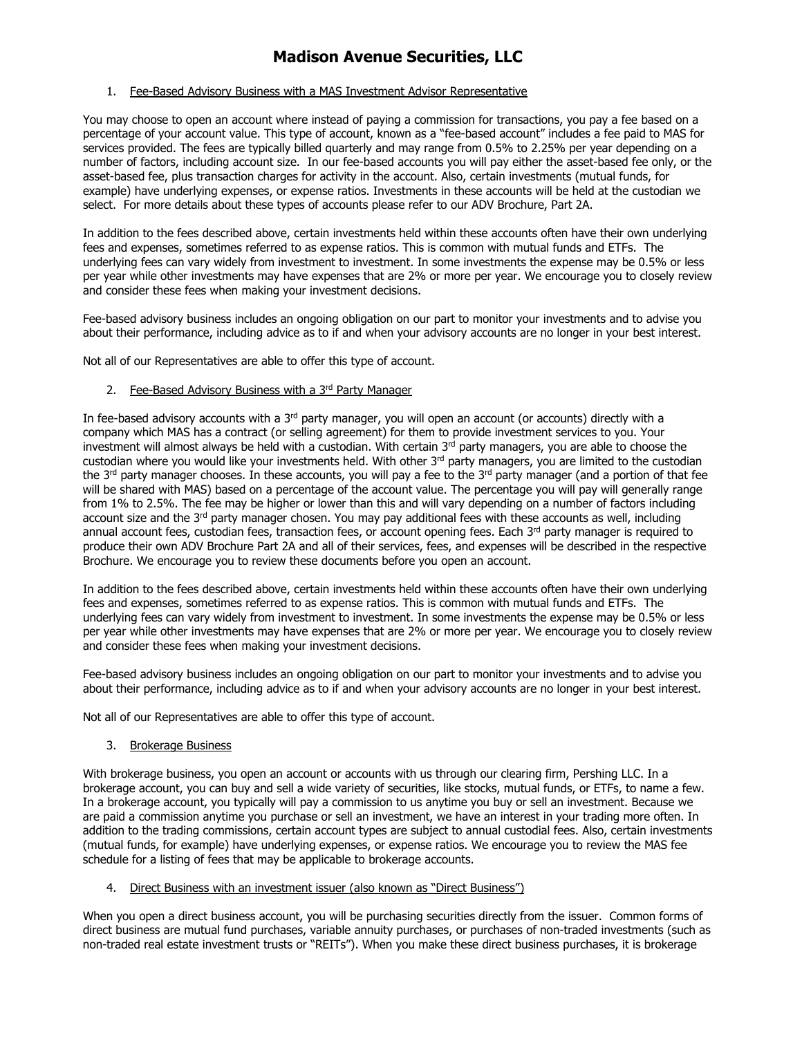# Madison Avenue Securities, LLC

1. Fee-Based Advisory Business with a MAS Investment Advisor Representative

You may choose to open an account where instead of paying a commission for transactions, you pay a fee based on a percentage of your account value. This type of account, known as a "fee-based account" includes a fee paid to MAS for services provided. The fees are typically billed quarterly and may range from 0.5% to 2.25% per year depending on a number of factors, including account size. In our fee-based accounts you will pay either the asset-based fee only, or the asset-based fee, plus transaction charges for activity in the account. Also, certain investments (mutual funds, for example) have underlying expenses, or expense ratios. Investments in these accounts will be held at the custodian we select. For more details about these types of accounts please refer to our ADV Brochure, Part 2A.

In addition to the fees described above, certain investments held within these accounts often have their own underlying fees and expenses, sometimes referred to as expense ratios. This is common with mutual funds and ETFs. The underlying fees can vary widely from investment to investment. In some investments the expense may be 0.5% or less per year while other investments may have expenses that are 2% or more per year. We encourage you to closely review and consider these fees when making your investment decisions.

Fee-based advisory business includes an ongoing obligation on our part to monitor your investments and to advise you about their performance, including advice as to if and when your advisory accounts are no longer in your best interest.

Not all of our Representatives are able to offer this type of account.

2. Fee-Based Advisory Business with a 3rd Party Manager

In fee-based advisory accounts with a 3rd party manager, you will open an account (or accounts) directly with a company which MAS has a contract (or selling agreement) for them to provide investment services to you. Your investment will almost always be held with a custodian. With certain 3rd party managers, you are able to choose the custodian where you would like your investments held. With other 3rd party managers, you are limited to the custodian the 3rd party manager chooses. In these accounts, you will pay a fee to the 3rd party manager (and a portion of that fee will be shared with MAS) based on a percentage of the account value. The percentage you will pay will generally range from 1% to 2.5%. The fee may be higher or lower than this and will vary depending on a number of factors including account size and the 3rd party manager chosen. You may pay additional fees with these accounts as well, including annual account fees, custodian fees, transaction fees, or account opening fees. Each 3rd party manager is required to produce their own ADV Brochure Part 2A and all of their services, fees, and expenses will be described in the respective Brochure. We encourage you to review these documents before you open an account.

In addition to the fees described above, certain investments held within these accounts often have their own underlying fees and expenses, sometimes referred to as expense ratios. This is common with mutual funds and ETFs. The underlying fees can vary widely from investment to investment. In some investments the expense may be 0.5% or less per year while other investments may have expenses that are 2% or more per year. We encourage you to closely review and consider these fees when making your investment decisions.

Fee-based advisory business includes an ongoing obligation on our part to monitor your investments and to advise you about their performance, including advice as to if and when your advisory accounts are no longer in your best interest.

Not all of our Representatives are able to offer this type of account.

3. Brokerage Business

With brokerage business, you open an account or accounts with us through our clearing firm, Pershing LLC. In a brokerage account, you can buy and sell a wide variety of securities, like stocks, mutual funds, or ETFs, to name a few. In a brokerage account, you typically will pay a commission to us anytime you buy or sell an investment. Because we are paid a commission anytime you purchase or sell an investment, we have an interest in your trading more often. In addition to the trading commissions, certain account types are subject to annual custodial fees. Also, certain investments (mutual funds, for example) have underlying expenses, or expense ratios. We encourage you to review the MAS fee schedule for a listing of fees that may be applicable to brokerage accounts.

4. Direct Business with an investment issuer (also known as "Direct Business")

When you open a direct business account, you will be purchasing securities directly from the issuer. Common forms of direct business are mutual fund purchases, variable annuity purchases, or purchases of non-traded investments (such as non-traded real estate investment trusts or "REITs"). When you make these direct business purchases, it is brokerage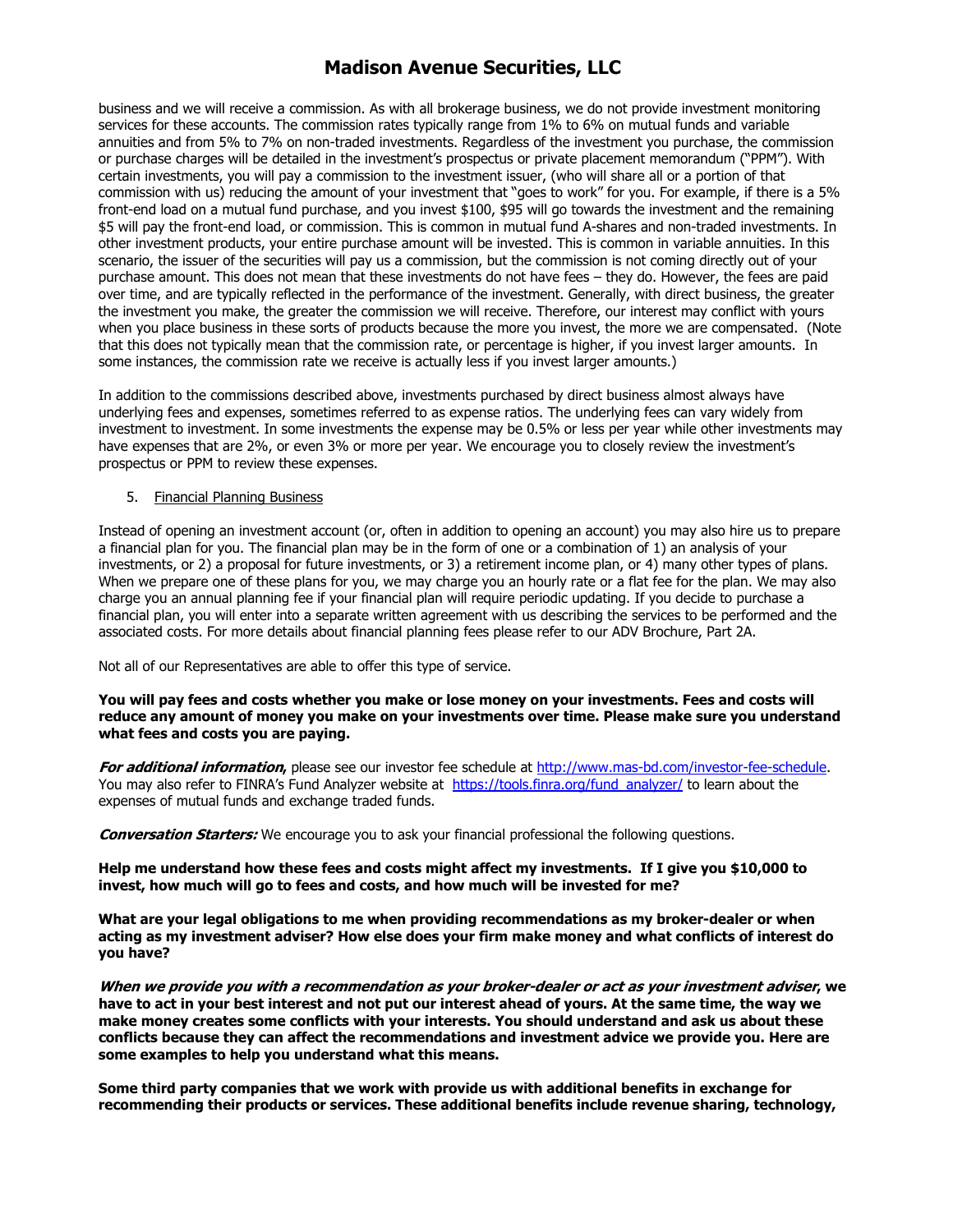business and we will receive a commission. As with all brokerage business, we do not provide investment monitoring services for these accounts. The commission rates typically range from 1% to 6% on mutual funds and variable annuities and from 5% to 7% on non-traded investments. Regardless of the investment you purchase, the commission or purchase charges will be detailed in the investment's prospectus or private placement memorandum ("PPM"). With certain investments, you will pay a commission to the investment issuer, (who will share all or a portion of that commission with us) reducing the amount of your investment that "goes to work" for you. For example, if there is a 5% front-end load on a mutual fund purchase, and you invest $100, $95 will go towards the investment and the remaining $5 will pay the front-end load, or commission. This is common in mutual fund A-shares and non-traded investments. In other investment products, your entire purchase amount will be invested. This is common in variable annuities. In this scenario, the issuer of the securities will pay us a commission, but the commission is not coming directly out of your purchase amount. This does not mean that these investments do not have fees – they do. However, the fees are paid over time, and are typically reflected in the performance of the investment. Generally, with direct business, the greater the investment you make, the greater the commission we will receive. Therefore, our interest may conflict with yours when you place business in these sorts of products because the more you invest, the more we are compensated. (Note that this does not typically mean that the commission rate, or percentage is higher, if you invest larger amounts. In some instances, the commission rate we receive is actually less if you invest larger amounts.)

In addition to the commissions described above, investments purchased by direct business almost always have underlying fees and expenses, sometimes referred to as expense ratios. The underlying fees can vary widely from investment to investment. In some investments the expense may be 0.5% or less per year while other investments may have expenses that are 2%, or even 3% or more per year. We encourage you to closely review the investment's prospectus or PPM to review these expenses.

5. Financial Planning Business

Instead of opening an investment account (or, often in addition to opening an account) you may also hire us to prepare a financial plan for you. The financial plan may be in the form of one or a combination of 1) an analysis of your investments, or 2) a proposal for future investments, or 3) a retirement income plan, or 4) many other types of plans. When we prepare one of these plans for you, we may charge you an hourly rate or a flat fee for the plan. We may also charge you an annual planning fee if your financial plan will require periodic updating. If you decide to purchase a financial plan, you will enter into a separate written agreement with us describing the services to be performed and the associated costs. For more details about financial planning fees please refer to our ADV Brochure, Part 2A.

Not all of our Representatives are able to offer this type of service.

**You will pay fees and costs whether you make or lose money on your investments. Fees and costs will reduce any amount of money you make on your investments over time. Please make sure you understand what fees and costs you are paying.**

***For additional information***, please see our investor fee schedule at http://www.mas-bd.com/investor-fee-schedule. You may also refer to FINRA's Fund Analyzer website at https://tools.finra.org/fund_analyzer/ to learn about the expenses of mutual funds and exchange traded funds.

***Conversation Starters:*** We encourage you to ask your financial professional the following questions.

**Help me understand how these fees and costs might affect my investments. If I give you $10,000 to invest, how much will go to fees and costs, and how much will be invested for me?**

**What are your legal obligations to me when providing recommendations as my broker-dealer or when acting as my investment adviser? How else does your firm make money and what conflicts of interest do you have?**

***When we provide you with a recommendation as your broker-dealer or act as your investment adviser*, we have to act in your best interest and not put our interest ahead of yours. At the same time, the way we make money creates some conflicts with your interests. You should understand and ask us about these conflicts because they can affect the recommendations and investment advice we provide you. Here are some examples to help you understand what this means.**

**Some third party companies that we work with provide us with additional benefits in exchange for recommending their products or services. These additional benefits include revenue sharing, technology,**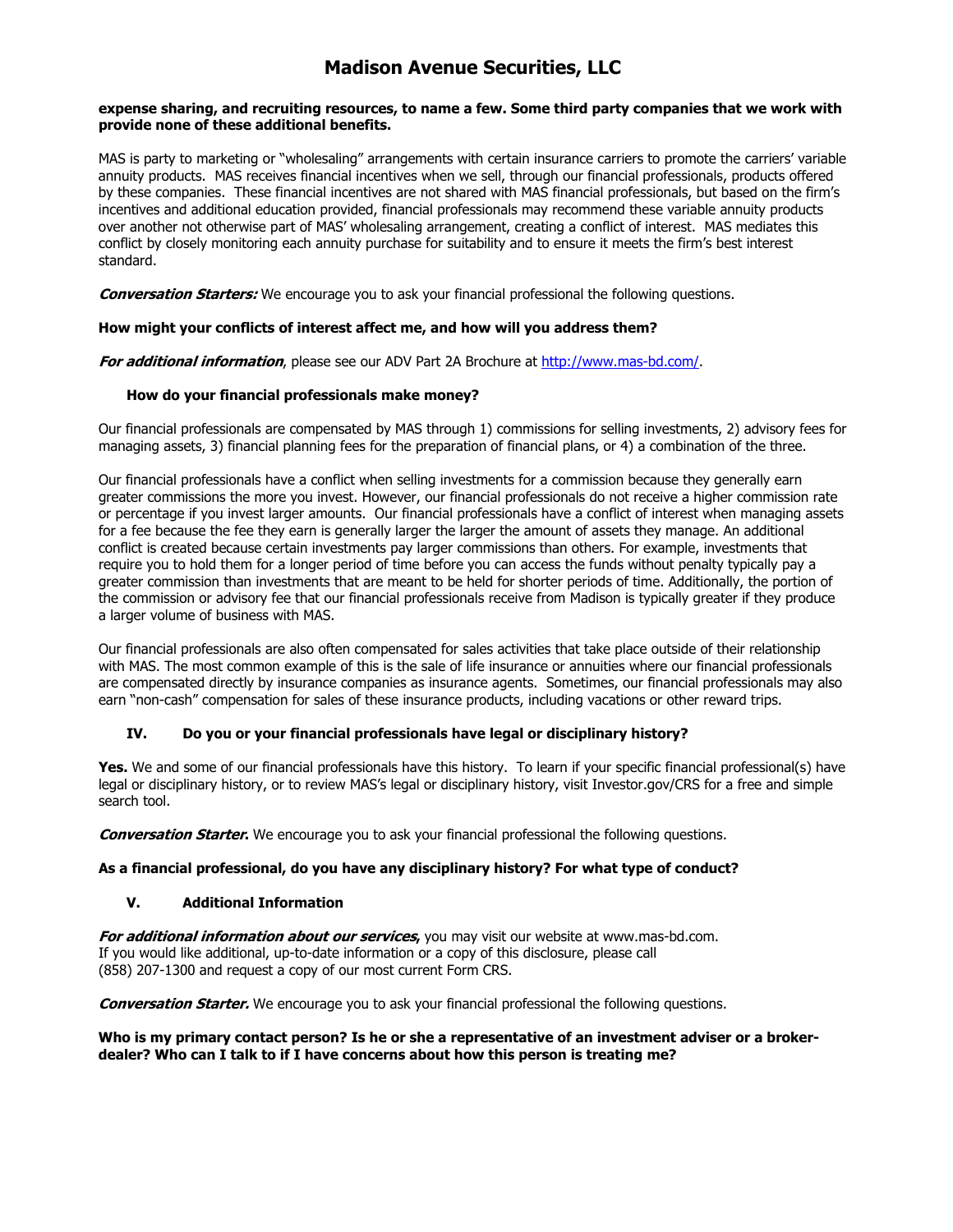**expense sharing, and recruiting resources, to name a few. Some third party companies that we work with provide none of these additional benefits.**

MAS is party to marketing or "wholesaling" arrangements with certain insurance carriers to promote the carriers' variable annuity products. MAS receives financial incentives when we sell, through our financial professionals, products offered by these companies. These financial incentives are not shared with MAS financial professionals, but based on the firm's incentives and additional education provided, financial professionals may recommend these variable annuity products over another not otherwise part of MAS' wholesaling arrangement, creating a conflict of interest. MAS mediates this conflict by closely monitoring each annuity purchase for suitability and to ensure it meets the firm's best interest standard.

***Conversation Starters:*** We encourage you to ask your financial professional the following questions.

**How might your conflicts of interest affect me, and how will you address them?**

***For additional information***, please see our ADV Part 2A Brochure at http://www.mas-bd.com/.

### How do your financial professionals make money?

Our financial professionals are compensated by MAS through 1) commissions for selling investments, 2) advisory fees for managing assets, 3) financial planning fees for the preparation of financial plans, or 4) a combination of the three.

Our financial professionals have a conflict when selling investments for a commission because they generally earn greater commissions the more you invest. However, our financial professionals do not receive a higher commission rate or percentage if you invest larger amounts. Our financial professionals have a conflict of interest when managing assets for a fee because the fee they earn is generally larger the larger the amount of assets they manage. An additional conflict is created because certain investments pay larger commissions than others. For example, investments that require you to hold them for a longer period of time before you can access the funds without penalty typically pay a greater commission than investments that are meant to be held for shorter periods of time. Additionally, the portion of the commission or advisory fee that our financial professionals receive from Madison is typically greater if they produce a larger volume of business with MAS.

Our financial professionals are also often compensated for sales activities that take place outside of their relationship with MAS. The most common example of this is the sale of life insurance or annuities where our financial professionals are compensated directly by insurance companies as insurance agents. Sometimes, our financial professionals may also earn "non-cash" compensation for sales of these insurance products, including vacations or other reward trips.

## IV. Do you or your financial professionals have legal or disciplinary history?

**Yes.** We and some of our financial professionals have this history. To learn if your specific financial professional(s) have legal or disciplinary history, or to review MAS's legal or disciplinary history, visit Investor.gov/CRS for a free and simple search tool.

***Conversation Starter*.** We encourage you to ask your financial professional the following questions.

**As a financial professional, do you have any disciplinary history? For what type of conduct?**

## V. Additional Information

***For additional information about our services*,** you may visit our website at www.mas-bd.com.
If you would like additional, up-to-date information or a copy of this disclosure, please call
(858) 207-1300 and request a copy of our most current Form CRS.

***Conversation Starter.*** We encourage you to ask your financial professional the following questions.

**Who is my primary contact person? Is he or she a representative of an investment adviser or a broker-dealer? Who can I talk to if I have concerns about how this person is treating me?**